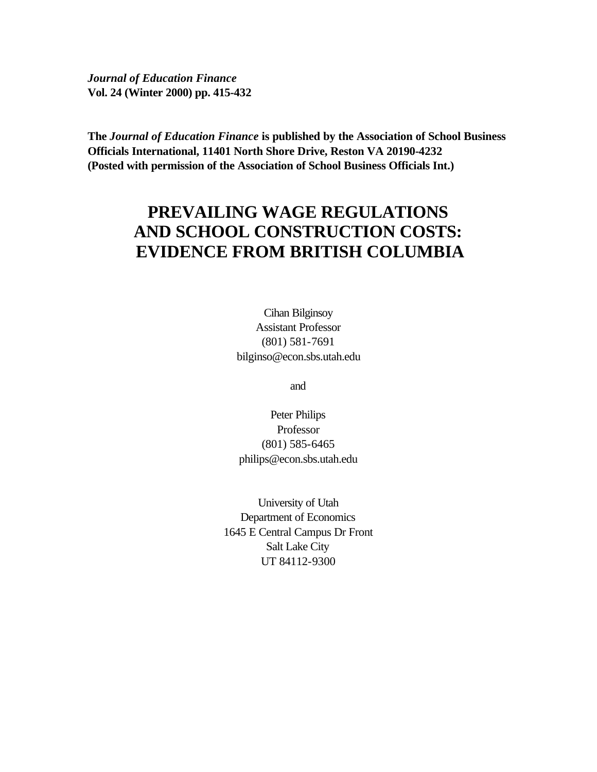***Journal of Education Finance***
**Vol. 24 (Winter 2000) pp. 415-432**

**The *Journal of Education Finance* is published by the Association of School Business Officials International, 11401 North Shore Drive, Reston VA 20190-4232**
**(Posted with permission of the Association of School Business Officials Int.)**

# PREVAILING WAGE REGULATIONS AND SCHOOL CONSTRUCTION COSTS: EVIDENCE FROM BRITISH COLUMBIA

Cihan Bilginsoy
Assistant Professor
(801) 581-7691
bilginso@econ.sbs.utah.edu

and

Peter Philips
Professor
(801) 585-6465
philips@econ.sbs.utah.edu

University of Utah
Department of Economics
1645 E Central Campus Dr Front
Salt Lake City
UT 84112-9300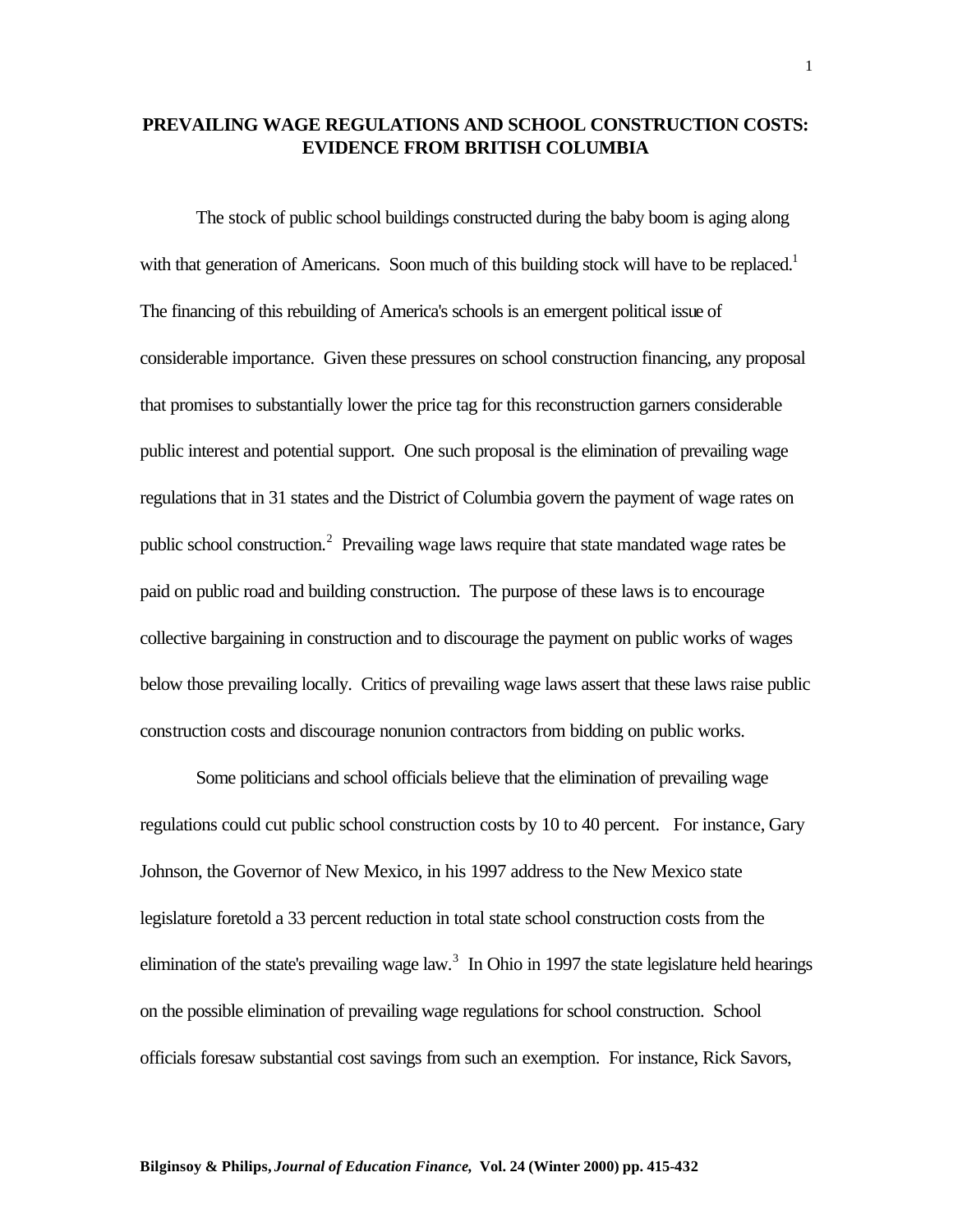## PREVAILING WAGE REGULATIONS AND SCHOOL CONSTRUCTION COSTS: EVIDENCE FROM BRITISH COLUMBIA

The stock of public school buildings constructed during the baby boom is aging along with that generation of Americans. Soon much of this building stock will have to be replaced.[1] The financing of this rebuilding of America's schools is an emergent political issue of considerable importance. Given these pressures on school construction financing, any proposal that promises to substantially lower the price tag for this reconstruction garners considerable public interest and potential support. One such proposal is the elimination of prevailing wage regulations that in 31 states and the District of Columbia govern the payment of wage rates on public school construction.[2] Prevailing wage laws require that state mandated wage rates be paid on public road and building construction. The purpose of these laws is to encourage collective bargaining in construction and to discourage the payment on public works of wages below those prevailing locally. Critics of prevailing wage laws assert that these laws raise public construction costs and discourage nonunion contractors from bidding on public works.

Some politicians and school officials believe that the elimination of prevailing wage regulations could cut public school construction costs by 10 to 40 percent. For instance, Gary Johnson, the Governor of New Mexico, in his 1997 address to the New Mexico state legislature foretold a 33 percent reduction in total state school construction costs from the elimination of the state's prevailing wage law.[3] In Ohio in 1997 the state legislature held hearings on the possible elimination of prevailing wage regulations for school construction. School officials foresaw substantial cost savings from such an exemption. For instance, Rick Savors,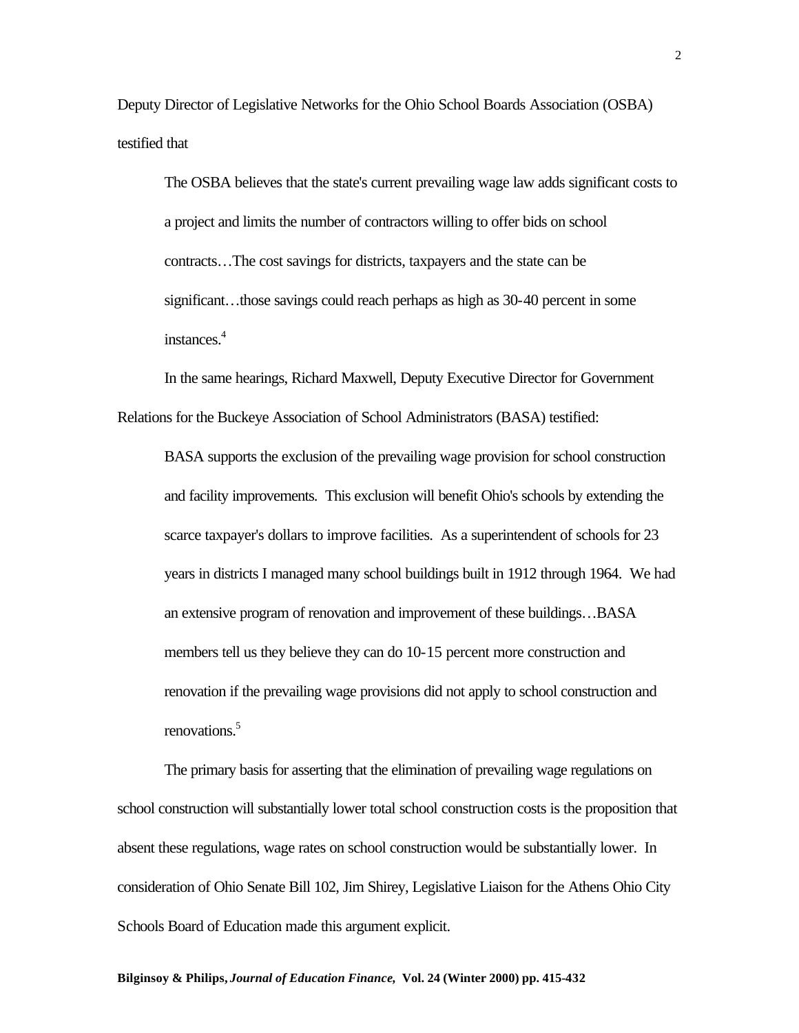Deputy Director of Legislative Networks for the Ohio School Boards Association (OSBA) testified that

> The OSBA believes that the state's current prevailing wage law adds significant costs to a project and limits the number of contractors willing to offer bids on school contracts…The cost savings for districts, taxpayers and the state can be significant…those savings could reach perhaps as high as 30-40 percent in some instances.[4]

In the same hearings, Richard Maxwell, Deputy Executive Director for Government Relations for the Buckeye Association of School Administrators (BASA) testified:

> BASA supports the exclusion of the prevailing wage provision for school construction and facility improvements. This exclusion will benefit Ohio's schools by extending the scarce taxpayer's dollars to improve facilities. As a superintendent of schools for 23 years in districts I managed many school buildings built in 1912 through 1964. We had an extensive program of renovation and improvement of these buildings…BASA members tell us they believe they can do 10-15 percent more construction and renovation if the prevailing wage provisions did not apply to school construction and renovations.[5]

The primary basis for asserting that the elimination of prevailing wage regulations on school construction will substantially lower total school construction costs is the proposition that absent these regulations, wage rates on school construction would be substantially lower. In consideration of Ohio Senate Bill 102, Jim Shirey, Legislative Liaison for the Athens Ohio City Schools Board of Education made this argument explicit.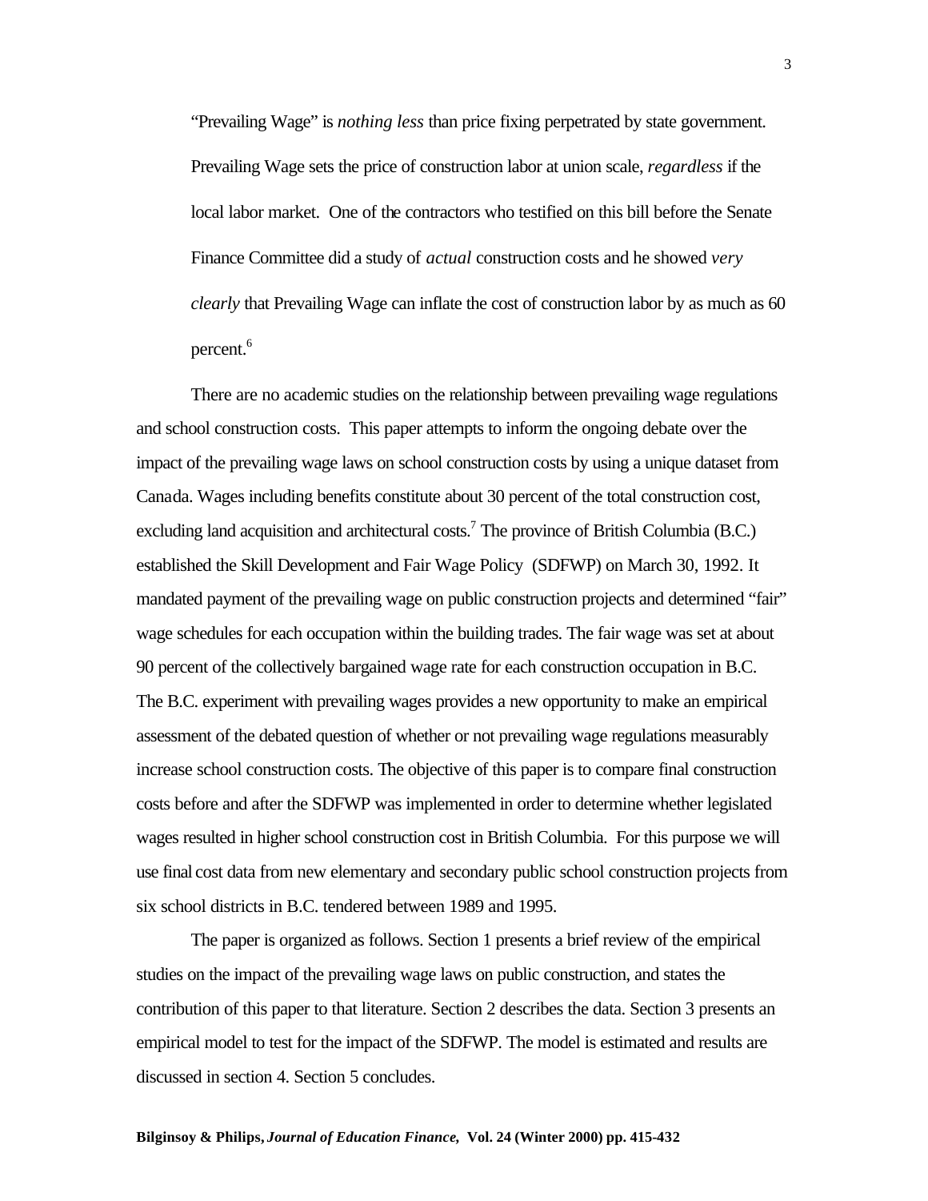> "Prevailing Wage" is *nothing less* than price fixing perpetrated by state government. Prevailing Wage sets the price of construction labor at union scale, *regardless* if the local labor market. One of the contractors who testified on this bill before the Senate Finance Committee did a study of *actual* construction costs and he showed *very clearly* that Prevailing Wage can inflate the cost of construction labor by as much as 60 percent.[6]

There are no academic studies on the relationship between prevailing wage regulations and school construction costs. This paper attempts to inform the ongoing debate over the impact of the prevailing wage laws on school construction costs by using a unique dataset from Canada. Wages including benefits constitute about 30 percent of the total construction cost, excluding land acquisition and architectural costs.[7] The province of British Columbia (B.C.) established the Skill Development and Fair Wage Policy (SDFWP) on March 30, 1992. It mandated payment of the prevailing wage on public construction projects and determined "fair" wage schedules for each occupation within the building trades. The fair wage was set at about 90 percent of the collectively bargained wage rate for each construction occupation in B.C. The B.C. experiment with prevailing wages provides a new opportunity to make an empirical assessment of the debated question of whether or not prevailing wage regulations measurably increase school construction costs. The objective of this paper is to compare final construction costs before and after the SDFWP was implemented in order to determine whether legislated wages resulted in higher school construction cost in British Columbia. For this purpose we will use final cost data from new elementary and secondary public school construction projects from six school districts in B.C. tendered between 1989 and 1995.

The paper is organized as follows. Section 1 presents a brief review of the empirical studies on the impact of the prevailing wage laws on public construction, and states the contribution of this paper to that literature. Section 2 describes the data. Section 3 presents an empirical model to test for the impact of the SDFWP. The model is estimated and results are discussed in section 4. Section 5 concludes.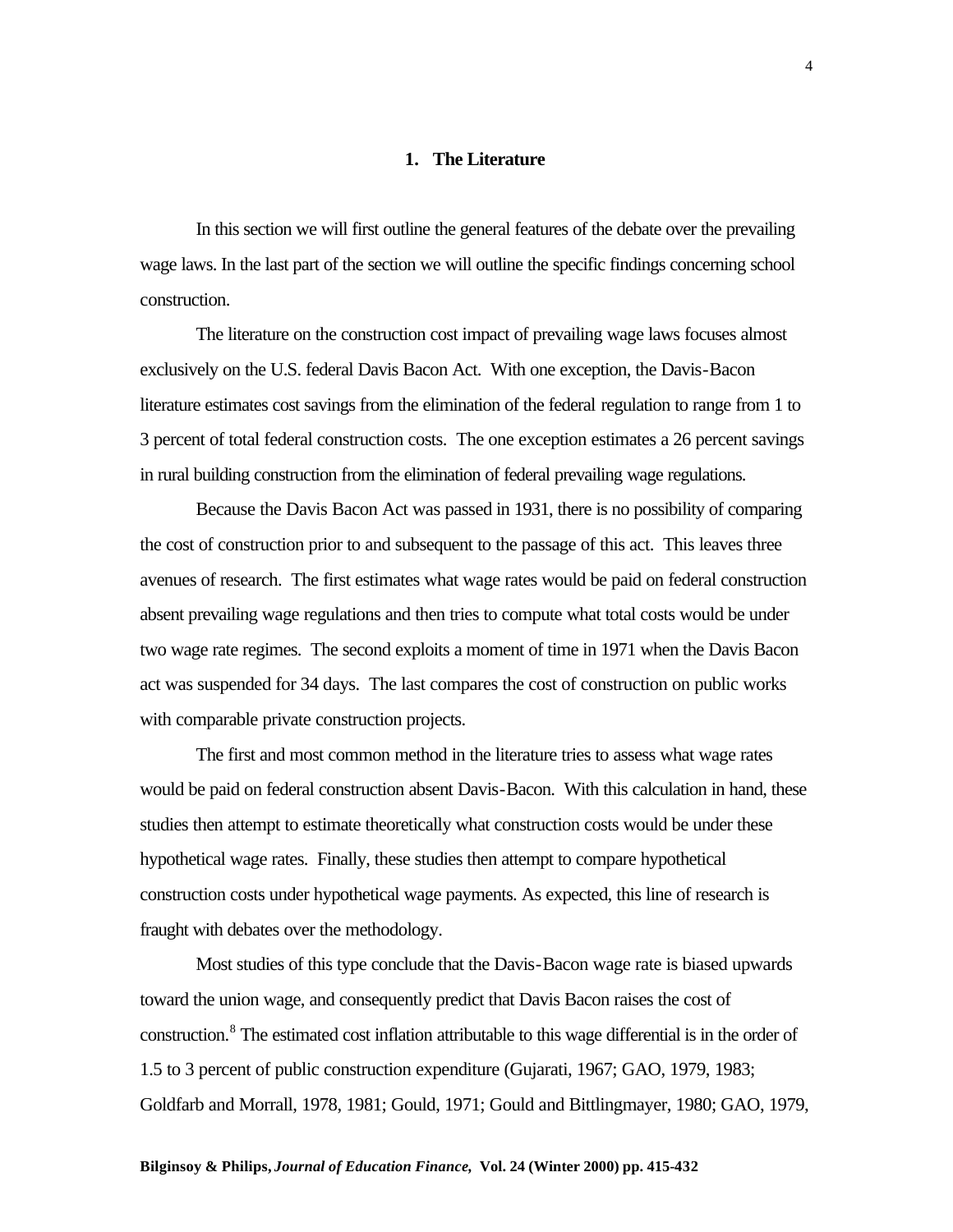## 1. The Literature

In this section we will first outline the general features of the debate over the prevailing wage laws. In the last part of the section we will outline the specific findings concerning school construction.

The literature on the construction cost impact of prevailing wage laws focuses almost exclusively on the U.S. federal Davis Bacon Act. With one exception, the Davis-Bacon literature estimates cost savings from the elimination of the federal regulation to range from 1 to 3 percent of total federal construction costs. The one exception estimates a 26 percent savings in rural building construction from the elimination of federal prevailing wage regulations.

Because the Davis Bacon Act was passed in 1931, there is no possibility of comparing the cost of construction prior to and subsequent to the passage of this act. This leaves three avenues of research. The first estimates what wage rates would be paid on federal construction absent prevailing wage regulations and then tries to compute what total costs would be under two wage rate regimes. The second exploits a moment of time in 1971 when the Davis Bacon act was suspended for 34 days. The last compares the cost of construction on public works with comparable private construction projects.

The first and most common method in the literature tries to assess what wage rates would be paid on federal construction absent Davis-Bacon. With this calculation in hand, these studies then attempt to estimate theoretically what construction costs would be under these hypothetical wage rates. Finally, these studies then attempt to compare hypothetical construction costs under hypothetical wage payments. As expected, this line of research is fraught with debates over the methodology.

Most studies of this type conclude that the Davis-Bacon wage rate is biased upwards toward the union wage, and consequently predict that Davis Bacon raises the cost of construction.[8] The estimated cost inflation attributable to this wage differential is in the order of 1.5 to 3 percent of public construction expenditure (Gujarati, 1967; GAO, 1979, 1983; Goldfarb and Morrall, 1978, 1981; Gould, 1971; Gould and Bittlingmayer, 1980; GAO, 1979,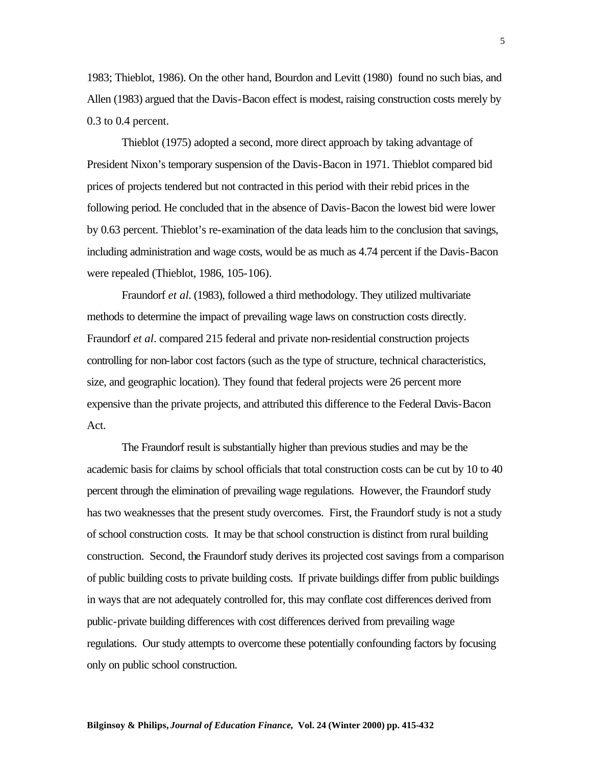1983; Thieblot, 1986). On the other hand, Bourdon and Levitt (1980) found no such bias, and Allen (1983) argued that the Davis-Bacon effect is modest, raising construction costs merely by 0.3 to 0.4 percent.

Thieblot (1975) adopted a second, more direct approach by taking advantage of President Nixon's temporary suspension of the Davis-Bacon in 1971. Thieblot compared bid prices of projects tendered but not contracted in this period with their rebid prices in the following period. He concluded that in the absence of Davis-Bacon the lowest bid were lower by 0.63 percent. Thieblot's re-examination of the data leads him to the conclusion that savings, including administration and wage costs, would be as much as 4.74 percent if the Davis-Bacon were repealed (Thieblot, 1986, 105-106).

Fraundorf *et al*. (1983), followed a third methodology. They utilized multivariate methods to determine the impact of prevailing wage laws on construction costs directly. Fraundorf *et al*. compared 215 federal and private non-residential construction projects controlling for non-labor cost factors (such as the type of structure, technical characteristics, size, and geographic location). They found that federal projects were 26 percent more expensive than the private projects, and attributed this difference to the Federal Davis-Bacon Act.

The Fraundorf result is substantially higher than previous studies and may be the academic basis for claims by school officials that total construction costs can be cut by 10 to 40 percent through the elimination of prevailing wage regulations. However, the Fraundorf study has two weaknesses that the present study overcomes. First, the Fraundorf study is not a study of school construction costs. It may be that school construction is distinct from rural building construction. Second, the Fraundorf study derives its projected cost savings from a comparison of public building costs to private building costs. If private buildings differ from public buildings in ways that are not adequately controlled for, this may conflate cost differences derived from public-private building differences with cost differences derived from prevailing wage regulations. Our study attempts to overcome these potentially confounding factors by focusing only on public school construction.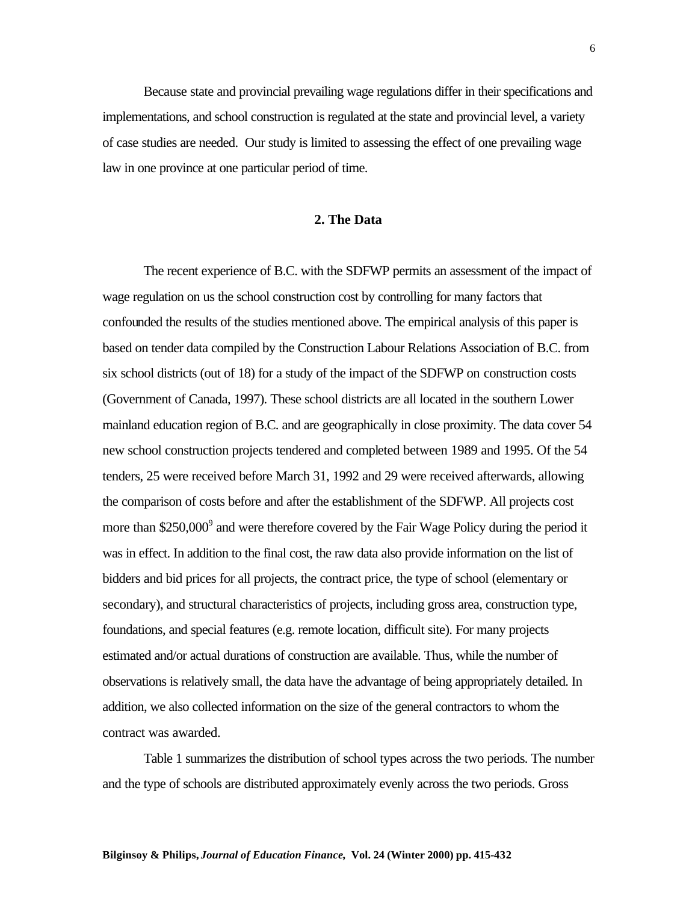Because state and provincial prevailing wage regulations differ in their specifications and implementations, and school construction is regulated at the state and provincial level, a variety of case studies are needed. Our study is limited to assessing the effect of one prevailing wage law in one province at one particular period of time.

## 2. The Data

The recent experience of B.C. with the SDFWP permits an assessment of the impact of wage regulation on us the school construction cost by controlling for many factors that confounded the results of the studies mentioned above. The empirical analysis of this paper is based on tender data compiled by the Construction Labour Relations Association of B.C. from six school districts (out of 18) for a study of the impact of the SDFWP on construction costs (Government of Canada, 1997). These school districts are all located in the southern Lower mainland education region of B.C. and are geographically in close proximity. The data cover 54 new school construction projects tendered and completed between 1989 and 1995. Of the 54 tenders, 25 were received before March 31, 1992 and 29 were received afterwards, allowing the comparison of costs before and after the establishment of the SDFWP. All projects cost more than $250,000[9] and were therefore covered by the Fair Wage Policy during the period it was in effect. In addition to the final cost, the raw data also provide information on the list of bidders and bid prices for all projects, the contract price, the type of school (elementary or secondary), and structural characteristics of projects, including gross area, construction type, foundations, and special features (e.g. remote location, difficult site). For many projects estimated and/or actual durations of construction are available. Thus, while the number of observations is relatively small, the data have the advantage of being appropriately detailed. In addition, we also collected information on the size of the general contractors to whom the contract was awarded.

Table 1 summarizes the distribution of school types across the two periods. The number and the type of schools are distributed approximately evenly across the two periods. Gross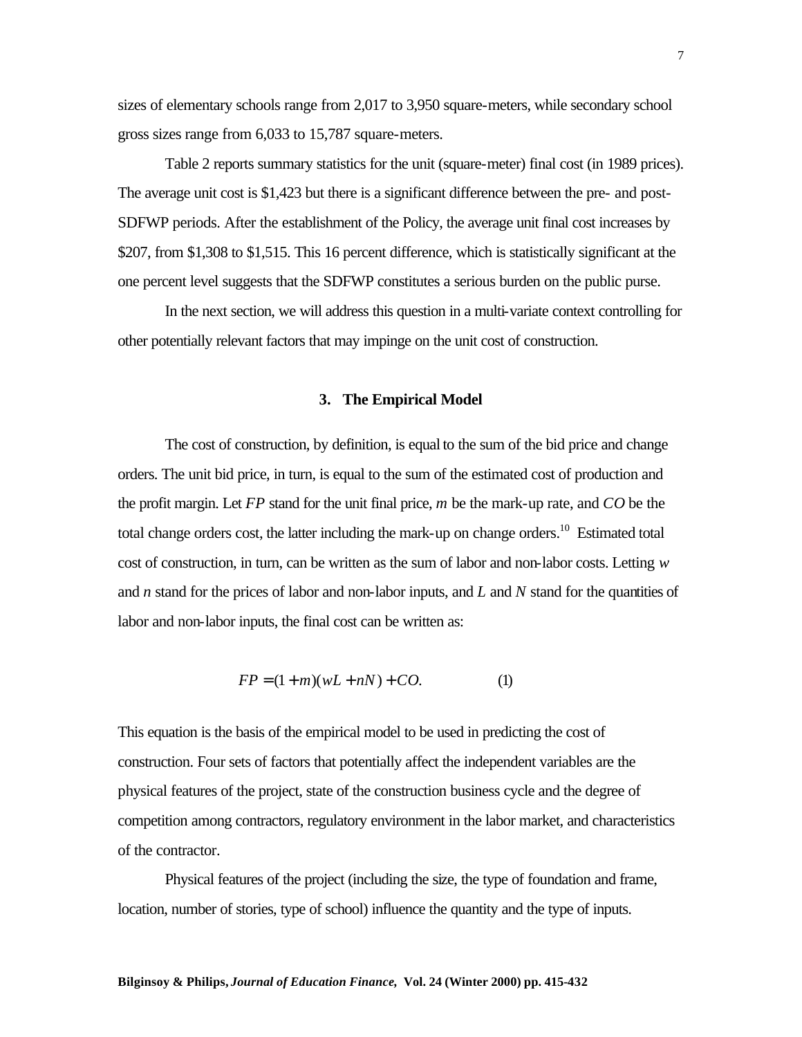sizes of elementary schools range from 2,017 to 3,950 square-meters, while secondary school gross sizes range from 6,033 to 15,787 square-meters.

Table 2 reports summary statistics for the unit (square-meter) final cost (in 1989 prices). The average unit cost is $1,423 but there is a significant difference between the pre- and post-SDFWP periods. After the establishment of the Policy, the average unit final cost increases by $207, from $1,308 to $1,515. This 16 percent difference, which is statistically significant at the one percent level suggests that the SDFWP constitutes a serious burden on the public purse.

In the next section, we will address this question in a multi-variate context controlling for other potentially relevant factors that may impinge on the unit cost of construction.

## 3. The Empirical Model

The cost of construction, by definition, is equal to the sum of the bid price and change orders. The unit bid price, in turn, is equal to the sum of the estimated cost of production and the profit margin. Let *FP* stand for the unit final price, *m* be the mark-up rate, and *CO* be the total change orders cost, the latter including the mark-up on change orders.[10] Estimated total cost of construction, in turn, can be written as the sum of labor and non-labor costs. Letting *w* and *n* stand for the prices of labor and non-labor inputs, and *L* and *N* stand for the quantities of labor and non-labor inputs, the final cost can be written as:

$$FP = (1 + m)(wL + nN) + CO. \qquad (1)$$

This equation is the basis of the empirical model to be used in predicting the cost of construction. Four sets of factors that potentially affect the independent variables are the physical features of the project, state of the construction business cycle and the degree of competition among contractors, regulatory environment in the labor market, and characteristics of the contractor.

Physical features of the project (including the size, the type of foundation and frame, location, number of stories, type of school) influence the quantity and the type of inputs.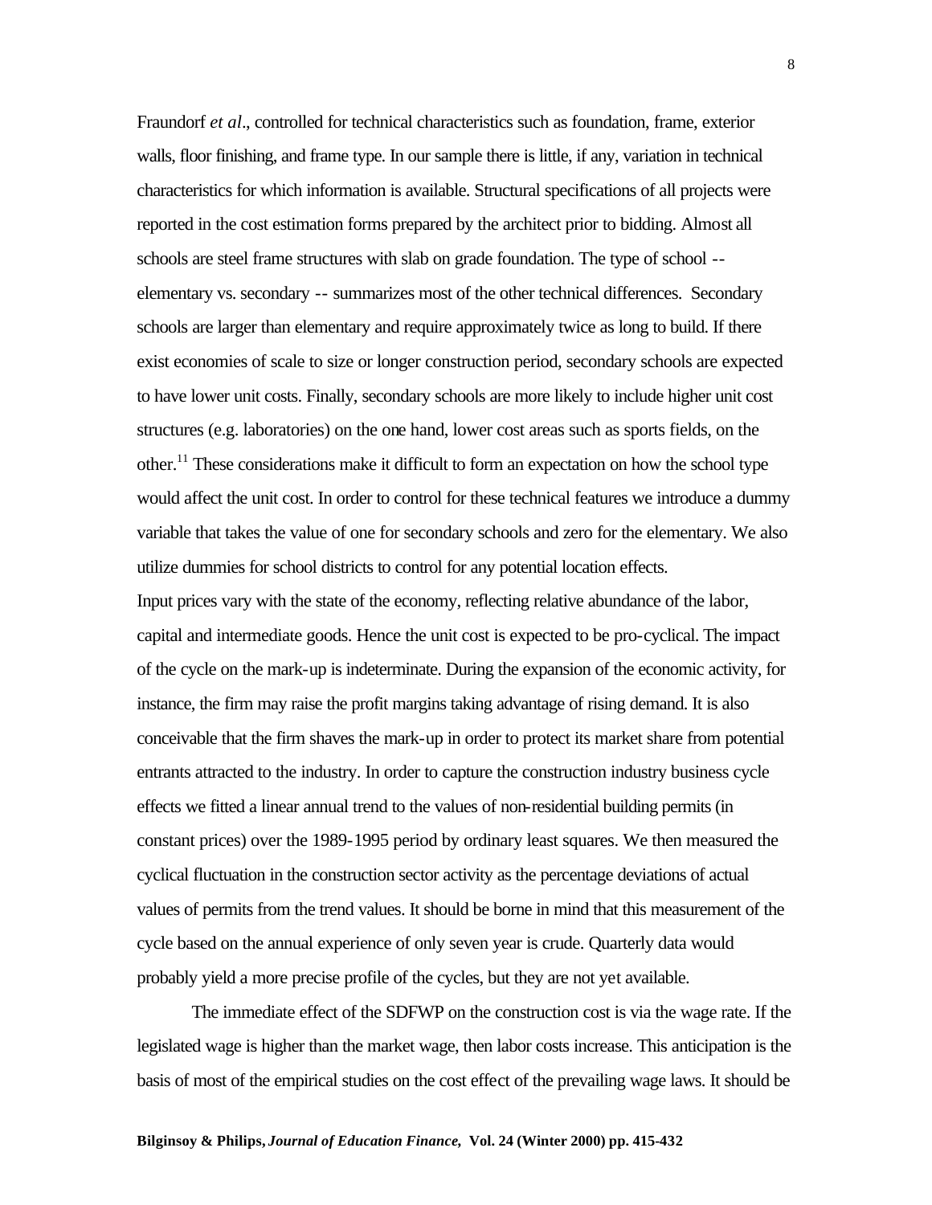Fraundorf *et al*., controlled for technical characteristics such as foundation, frame, exterior walls, floor finishing, and frame type. In our sample there is little, if any, variation in technical characteristics for which information is available. Structural specifications of all projects were reported in the cost estimation forms prepared by the architect prior to bidding. Almost all schools are steel frame structures with slab on grade foundation. The type of school -- elementary vs. secondary -- summarizes most of the other technical differences. Secondary schools are larger than elementary and require approximately twice as long to build. If there exist economies of scale to size or longer construction period, secondary schools are expected to have lower unit costs. Finally, secondary schools are more likely to include higher unit cost structures (e.g. laboratories) on the one hand, lower cost areas such as sports fields, on the other.[11] These considerations make it difficult to form an expectation on how the school type would affect the unit cost. In order to control for these technical features we introduce a dummy variable that takes the value of one for secondary schools and zero for the elementary. We also utilize dummies for school districts to control for any potential location effects.

Input prices vary with the state of the economy, reflecting relative abundance of the labor, capital and intermediate goods. Hence the unit cost is expected to be pro-cyclical. The impact of the cycle on the mark-up is indeterminate. During the expansion of the economic activity, for instance, the firm may raise the profit margins taking advantage of rising demand. It is also conceivable that the firm shaves the mark-up in order to protect its market share from potential entrants attracted to the industry. In order to capture the construction industry business cycle effects we fitted a linear annual trend to the values of non-residential building permits (in constant prices) over the 1989-1995 period by ordinary least squares. We then measured the cyclical fluctuation in the construction sector activity as the percentage deviations of actual values of permits from the trend values. It should be borne in mind that this measurement of the cycle based on the annual experience of only seven year is crude. Quarterly data would probably yield a more precise profile of the cycles, but they are not yet available.

The immediate effect of the SDFWP on the construction cost is via the wage rate. If the legislated wage is higher than the market wage, then labor costs increase. This anticipation is the basis of most of the empirical studies on the cost effect of the prevailing wage laws. It should be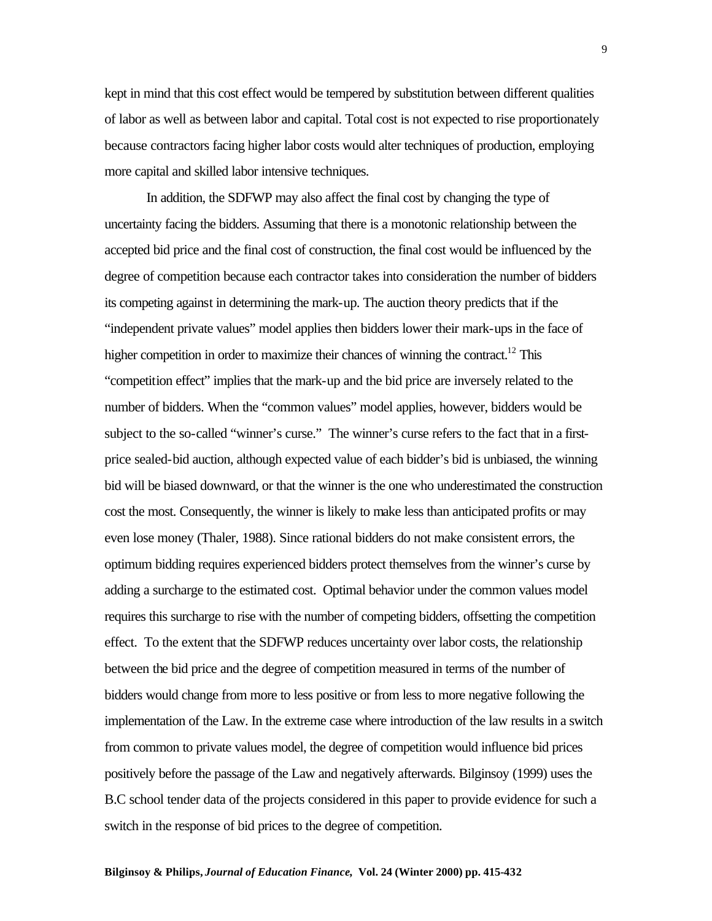kept in mind that this cost effect would be tempered by substitution between different qualities of labor as well as between labor and capital. Total cost is not expected to rise proportionately because contractors facing higher labor costs would alter techniques of production, employing more capital and skilled labor intensive techniques.

In addition, the SDFWP may also affect the final cost by changing the type of uncertainty facing the bidders. Assuming that there is a monotonic relationship between the accepted bid price and the final cost of construction, the final cost would be influenced by the degree of competition because each contractor takes into consideration the number of bidders its competing against in determining the mark-up. The auction theory predicts that if the "independent private values" model applies then bidders lower their mark-ups in the face of higher competition in order to maximize their chances of winning the contract.[12] This "competition effect" implies that the mark-up and the bid price are inversely related to the number of bidders. When the "common values" model applies, however, bidders would be subject to the so-called "winner's curse." The winner's curse refers to the fact that in a first-price sealed-bid auction, although expected value of each bidder's bid is unbiased, the winning bid will be biased downward, or that the winner is the one who underestimated the construction cost the most. Consequently, the winner is likely to make less than anticipated profits or may even lose money (Thaler, 1988). Since rational bidders do not make consistent errors, the optimum bidding requires experienced bidders protect themselves from the winner's curse by adding a surcharge to the estimated cost. Optimal behavior under the common values model requires this surcharge to rise with the number of competing bidders, offsetting the competition effect. To the extent that the SDFWP reduces uncertainty over labor costs, the relationship between the bid price and the degree of competition measured in terms of the number of bidders would change from more to less positive or from less to more negative following the implementation of the Law. In the extreme case where introduction of the law results in a switch from common to private values model, the degree of competition would influence bid prices positively before the passage of the Law and negatively afterwards. Bilginsoy (1999) uses the B.C school tender data of the projects considered in this paper to provide evidence for such a switch in the response of bid prices to the degree of competition.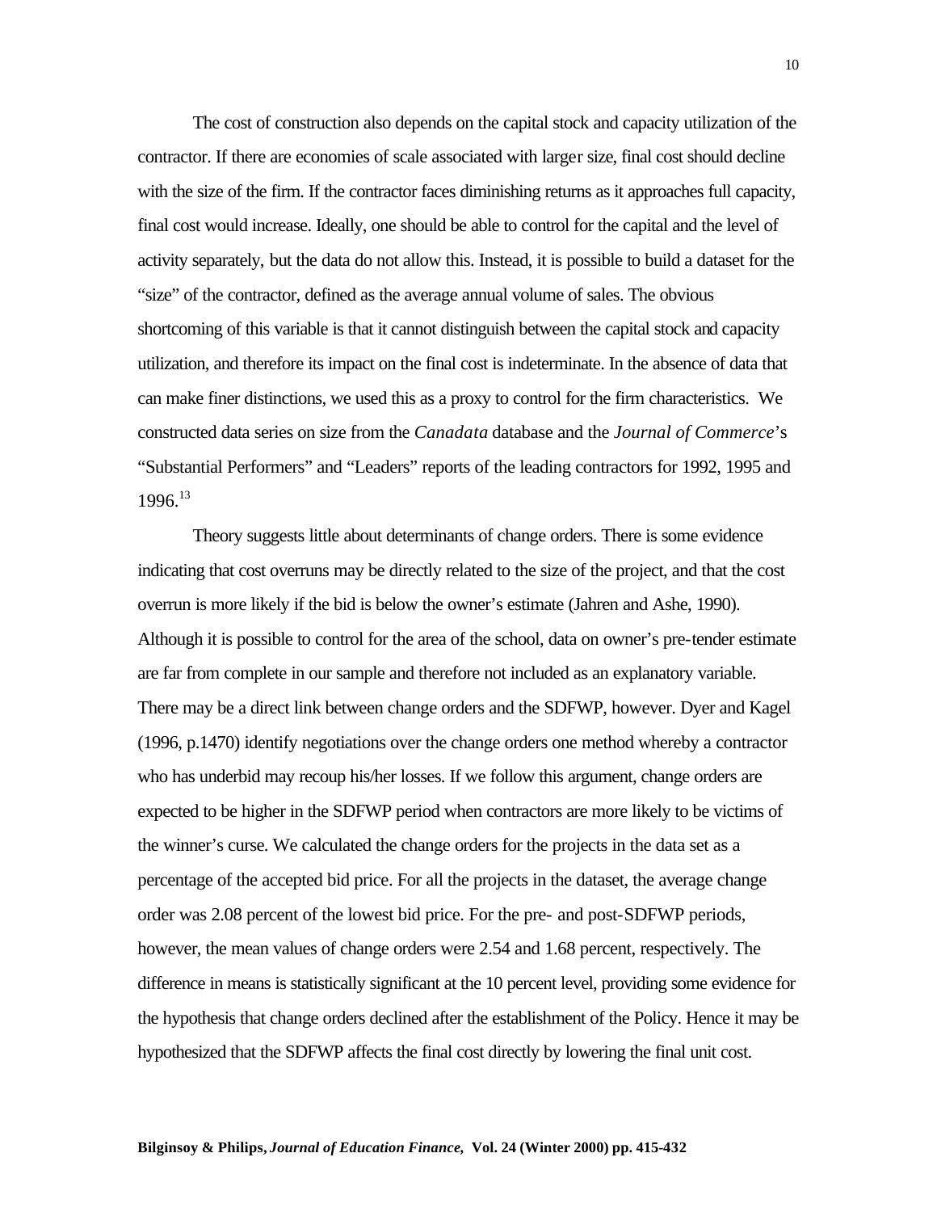The cost of construction also depends on the capital stock and capacity utilization of the contractor. If there are economies of scale associated with larger size, final cost should decline with the size of the firm. If the contractor faces diminishing returns as it approaches full capacity, final cost would increase. Ideally, one should be able to control for the capital and the level of activity separately, but the data do not allow this. Instead, it is possible to build a dataset for the "size" of the contractor, defined as the average annual volume of sales. The obvious shortcoming of this variable is that it cannot distinguish between the capital stock and capacity utilization, and therefore its impact on the final cost is indeterminate. In the absence of data that can make finer distinctions, we used this as a proxy to control for the firm characteristics. We constructed data series on size from the *Canadata* database and the *Journal of Commerce*'s "Substantial Performers" and "Leaders" reports of the leading contractors for 1992, 1995 and 1996.[13]

Theory suggests little about determinants of change orders. There is some evidence indicating that cost overruns may be directly related to the size of the project, and that the cost overrun is more likely if the bid is below the owner's estimate (Jahren and Ashe, 1990). Although it is possible to control for the area of the school, data on owner's pre-tender estimate are far from complete in our sample and therefore not included as an explanatory variable. There may be a direct link between change orders and the SDFWP, however. Dyer and Kagel (1996, p.1470) identify negotiations over the change orders one method whereby a contractor who has underbid may recoup his/her losses. If we follow this argument, change orders are expected to be higher in the SDFWP period when contractors are more likely to be victims of the winner's curse. We calculated the change orders for the projects in the data set as a percentage of the accepted bid price. For all the projects in the dataset, the average change order was 2.08 percent of the lowest bid price. For the pre- and post-SDFWP periods, however, the mean values of change orders were 2.54 and 1.68 percent, respectively. The difference in means is statistically significant at the 10 percent level, providing some evidence for the hypothesis that change orders declined after the establishment of the Policy. Hence it may be hypothesized that the SDFWP affects the final cost directly by lowering the final unit cost.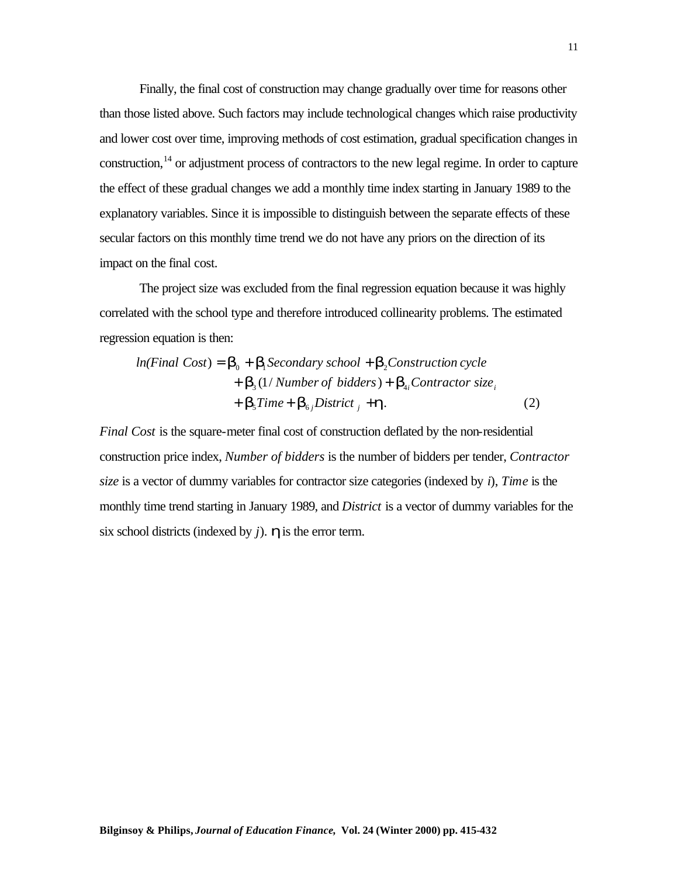Finally, the final cost of construction may change gradually over time for reasons other than those listed above. Such factors may include technological changes which raise productivity and lower cost over time, improving methods of cost estimation, gradual specification changes in construction,[14] or adjustment process of contractors to the new legal regime. In order to capture the effect of these gradual changes we add a monthly time index starting in January 1989 to the explanatory variables. Since it is impossible to distinguish between the separate effects of these secular factors on this monthly time trend we do not have any priors on the direction of its impact on the final cost.

The project size was excluded from the final regression equation because it was highly correlated with the school type and therefore introduced collinearity problems. The estimated regression equation is then:

$$
\begin{aligned}
ln(Final\ Cost) = \beta_0 &+ \beta_1 Secondary\ school + \beta_2 Construction\ cycle \\
&+ \beta_3 (1/Number\ of\ bidders) + \beta_{4i} Contractor\ size_i \\
&+ \beta_5 Time + \beta_{6j} District_j + \eta. \qquad (2)
\end{aligned}
$$

*Final Cost* is the square-meter final cost of construction deflated by the non-residential construction price index, *Number of bidders* is the number of bidders per tender, *Contractor size* is a vector of dummy variables for contractor size categories (indexed by $i$), *Time* is the monthly time trend starting in January 1989, and *District* is a vector of dummy variables for the six school districts (indexed by $j$). $\eta$ is the error term.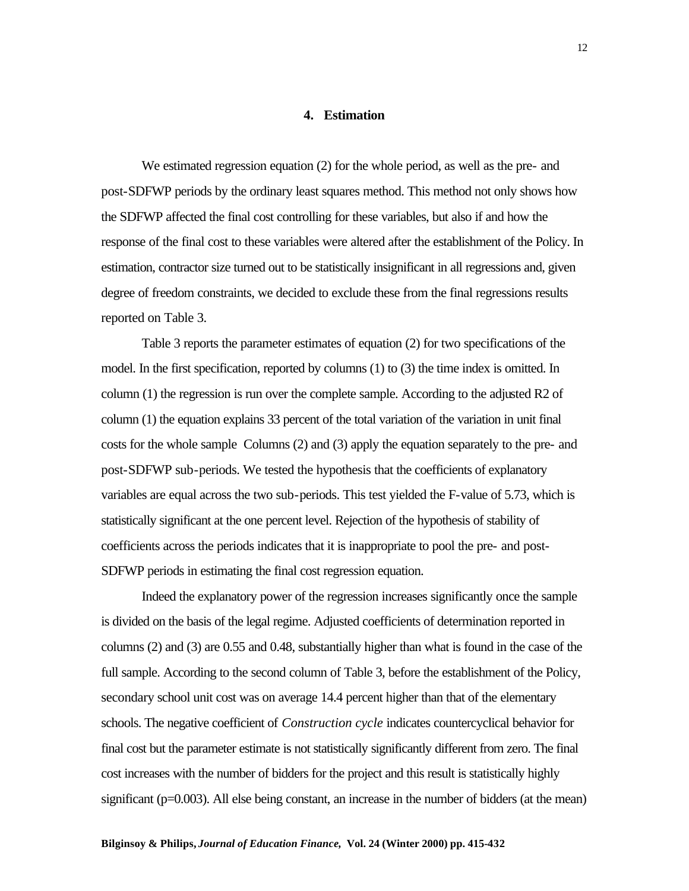## 4. Estimation

We estimated regression equation (2) for the whole period, as well as the pre- and post-SDFWP periods by the ordinary least squares method. This method not only shows how the SDFWP affected the final cost controlling for these variables, but also if and how the response of the final cost to these variables were altered after the establishment of the Policy. In estimation, contractor size turned out to be statistically insignificant in all regressions and, given degree of freedom constraints, we decided to exclude these from the final regressions results reported on Table 3.

Table 3 reports the parameter estimates of equation (2) for two specifications of the model. In the first specification, reported by columns (1) to (3) the time index is omitted. In column (1) the regression is run over the complete sample. According to the adjusted R2 of column (1) the equation explains 33 percent of the total variation of the variation in unit final costs for the whole sample Columns (2) and (3) apply the equation separately to the pre- and post-SDFWP sub-periods. We tested the hypothesis that the coefficients of explanatory variables are equal across the two sub-periods. This test yielded the F-value of 5.73, which is statistically significant at the one percent level. Rejection of the hypothesis of stability of coefficients across the periods indicates that it is inappropriate to pool the pre- and post-SDFWP periods in estimating the final cost regression equation.

Indeed the explanatory power of the regression increases significantly once the sample is divided on the basis of the legal regime. Adjusted coefficients of determination reported in columns (2) and (3) are 0.55 and 0.48, substantially higher than what is found in the case of the full sample. According to the second column of Table 3, before the establishment of the Policy, secondary school unit cost was on average 14.4 percent higher than that of the elementary schools. The negative coefficient of *Construction cycle* indicates countercyclical behavior for final cost but the parameter estimate is not statistically significantly different from zero. The final cost increases with the number of bidders for the project and this result is statistically highly significant ($p=0.003$). All else being constant, an increase in the number of bidders (at the mean)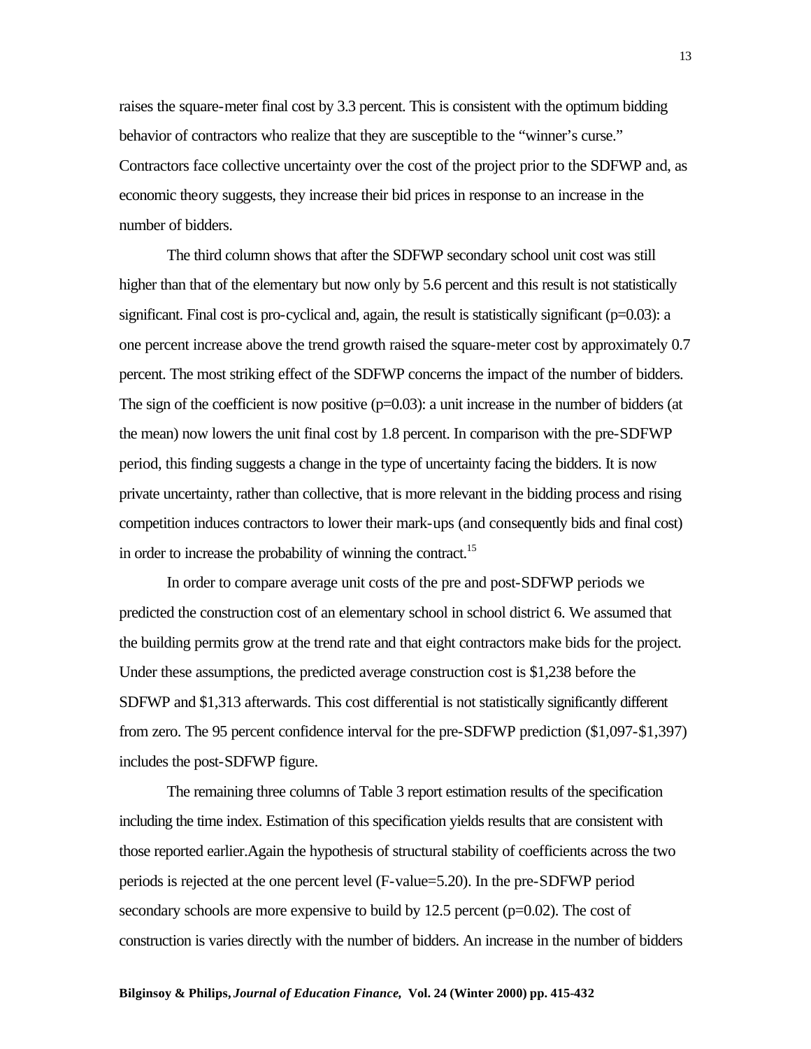raises the square-meter final cost by 3.3 percent. This is consistent with the optimum bidding behavior of contractors who realize that they are susceptible to the "winner's curse." Contractors face collective uncertainty over the cost of the project prior to the SDFWP and, as economic theory suggests, they increase their bid prices in response to an increase in the number of bidders.

The third column shows that after the SDFWP secondary school unit cost was still higher than that of the elementary but now only by 5.6 percent and this result is not statistically significant. Final cost is pro-cyclical and, again, the result is statistically significant (p=0.03): a one percent increase above the trend growth raised the square-meter cost by approximately 0.7 percent. The most striking effect of the SDFWP concerns the impact of the number of bidders. The sign of the coefficient is now positive (p=0.03): a unit increase in the number of bidders (at the mean) now lowers the unit final cost by 1.8 percent. In comparison with the pre-SDFWP period, this finding suggests a change in the type of uncertainty facing the bidders. It is now private uncertainty, rather than collective, that is more relevant in the bidding process and rising competition induces contractors to lower their mark-ups (and consequently bids and final cost) in order to increase the probability of winning the contract.[15]

In order to compare average unit costs of the pre and post-SDFWP periods we predicted the construction cost of an elementary school in school district 6. We assumed that the building permits grow at the trend rate and that eight contractors make bids for the project. Under these assumptions, the predicted average construction cost is $1,238 before the SDFWP and $1,313 afterwards. This cost differential is not statistically significantly different from zero. The 95 percent confidence interval for the pre-SDFWP prediction ($1,097-$1,397) includes the post-SDFWP figure.

The remaining three columns of Table 3 report estimation results of the specification including the time index. Estimation of this specification yields results that are consistent with those reported earlier.Again the hypothesis of structural stability of coefficients across the two periods is rejected at the one percent level (F-value=5.20). In the pre-SDFWP period secondary schools are more expensive to build by 12.5 percent (p=0.02). The cost of construction is varies directly with the number of bidders. An increase in the number of bidders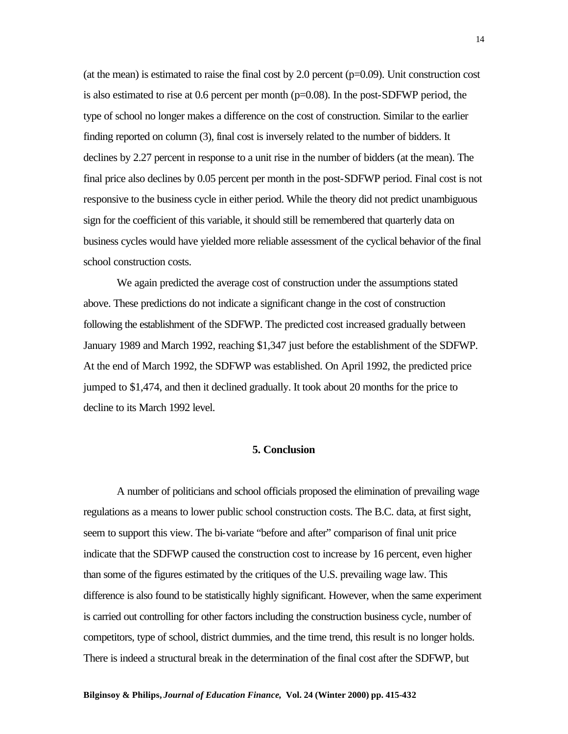(at the mean) is estimated to raise the final cost by 2.0 percent (p=0.09). Unit construction cost is also estimated to rise at 0.6 percent per month (p=0.08). In the post-SDFWP period, the type of school no longer makes a difference on the cost of construction. Similar to the earlier finding reported on column (3), final cost is inversely related to the number of bidders. It declines by 2.27 percent in response to a unit rise in the number of bidders (at the mean). The final price also declines by 0.05 percent per month in the post-SDFWP period. Final cost is not responsive to the business cycle in either period. While the theory did not predict unambiguous sign for the coefficient of this variable, it should still be remembered that quarterly data on business cycles would have yielded more reliable assessment of the cyclical behavior of the final school construction costs.

We again predicted the average cost of construction under the assumptions stated above. These predictions do not indicate a significant change in the cost of construction following the establishment of the SDFWP. The predicted cost increased gradually between January 1989 and March 1992, reaching $1,347 just before the establishment of the SDFWP. At the end of March 1992, the SDFWP was established. On April 1992, the predicted price jumped to $1,474, and then it declined gradually. It took about 20 months for the price to decline to its March 1992 level.

## 5. Conclusion

A number of politicians and school officials proposed the elimination of prevailing wage regulations as a means to lower public school construction costs. The B.C. data, at first sight, seem to support this view. The bi-variate "before and after" comparison of final unit price indicate that the SDFWP caused the construction cost to increase by 16 percent, even higher than some of the figures estimated by the critiques of the U.S. prevailing wage law. This difference is also found to be statistically highly significant. However, when the same experiment is carried out controlling for other factors including the construction business cycle, number of competitors, type of school, district dummies, and the time trend, this result is no longer holds. There is indeed a structural break in the determination of the final cost after the SDFWP, but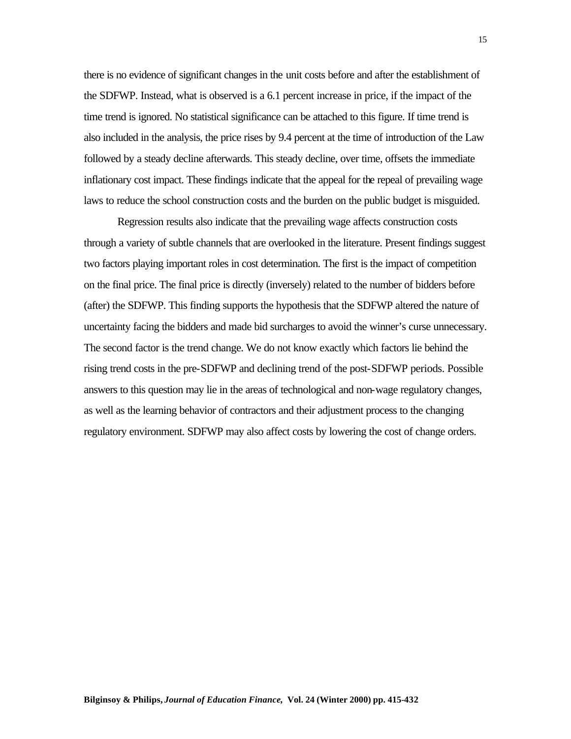there is no evidence of significant changes in the unit costs before and after the establishment of the SDFWP. Instead, what is observed is a 6.1 percent increase in price, if the impact of the time trend is ignored. No statistical significance can be attached to this figure. If time trend is also included in the analysis, the price rises by 9.4 percent at the time of introduction of the Law followed by a steady decline afterwards. This steady decline, over time, offsets the immediate inflationary cost impact. These findings indicate that the appeal for the repeal of prevailing wage laws to reduce the school construction costs and the burden on the public budget is misguided.

Regression results also indicate that the prevailing wage affects construction costs through a variety of subtle channels that are overlooked in the literature. Present findings suggest two factors playing important roles in cost determination. The first is the impact of competition on the final price. The final price is directly (inversely) related to the number of bidders before (after) the SDFWP. This finding supports the hypothesis that the SDFWP altered the nature of uncertainty facing the bidders and made bid surcharges to avoid the winner's curse unnecessary. The second factor is the trend change. We do not know exactly which factors lie behind the rising trend costs in the pre-SDFWP and declining trend of the post-SDFWP periods. Possible answers to this question may lie in the areas of technological and non-wage regulatory changes, as well as the learning behavior of contractors and their adjustment process to the changing regulatory environment. SDFWP may also affect costs by lowering the cost of change orders.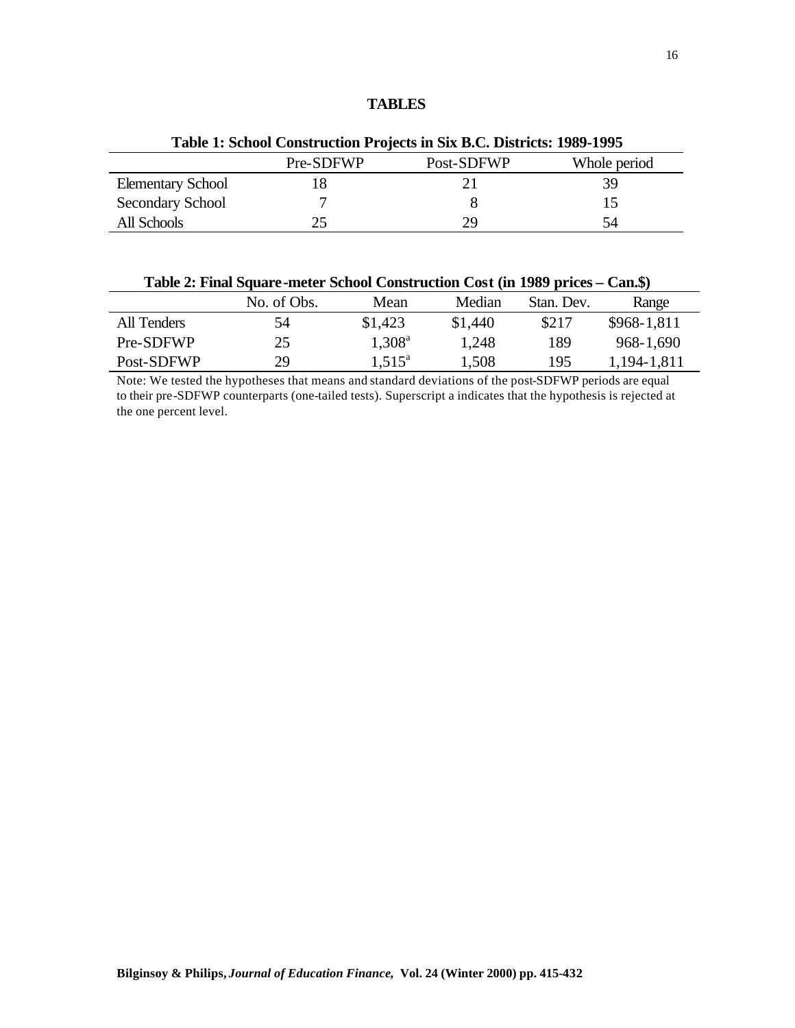## TABLES

**Table 1: School Construction Projects in Six B.C. Districts: 1989-1995**

| | Pre-SDFWP | Post-SDFWP | Whole period |
|---|---|---|---|
| Elementary School | 18 | 21 | 39 |
| Secondary School | 7 | 8 | 15 |
| All Schools | 25 | 29 | 54 |

**Table 2: Final Square-meter School Construction Cost (in 1989 prices – Can.$)**

| | No. of Obs. | Mean | Median | Stan. Dev. | Range |
|---|---|---|---|---|---|
| All Tenders | 54 | $1,423 | $1,440 | $217 | $968-1,811 |
| Pre-SDFWP | 25 | 1,308[a] | 1,248 | 189 | 968-1,690 |
| Post-SDFWP | 29 | 1,515[a] | 1,508 | 195 | 1,194-1,811 |

Note: We tested the hypotheses that means and standard deviations of the post-SDFWP periods are equal to their pre-SDFWP counterparts (one-tailed tests). Superscript a indicates that the hypothesis is rejected at the one percent level.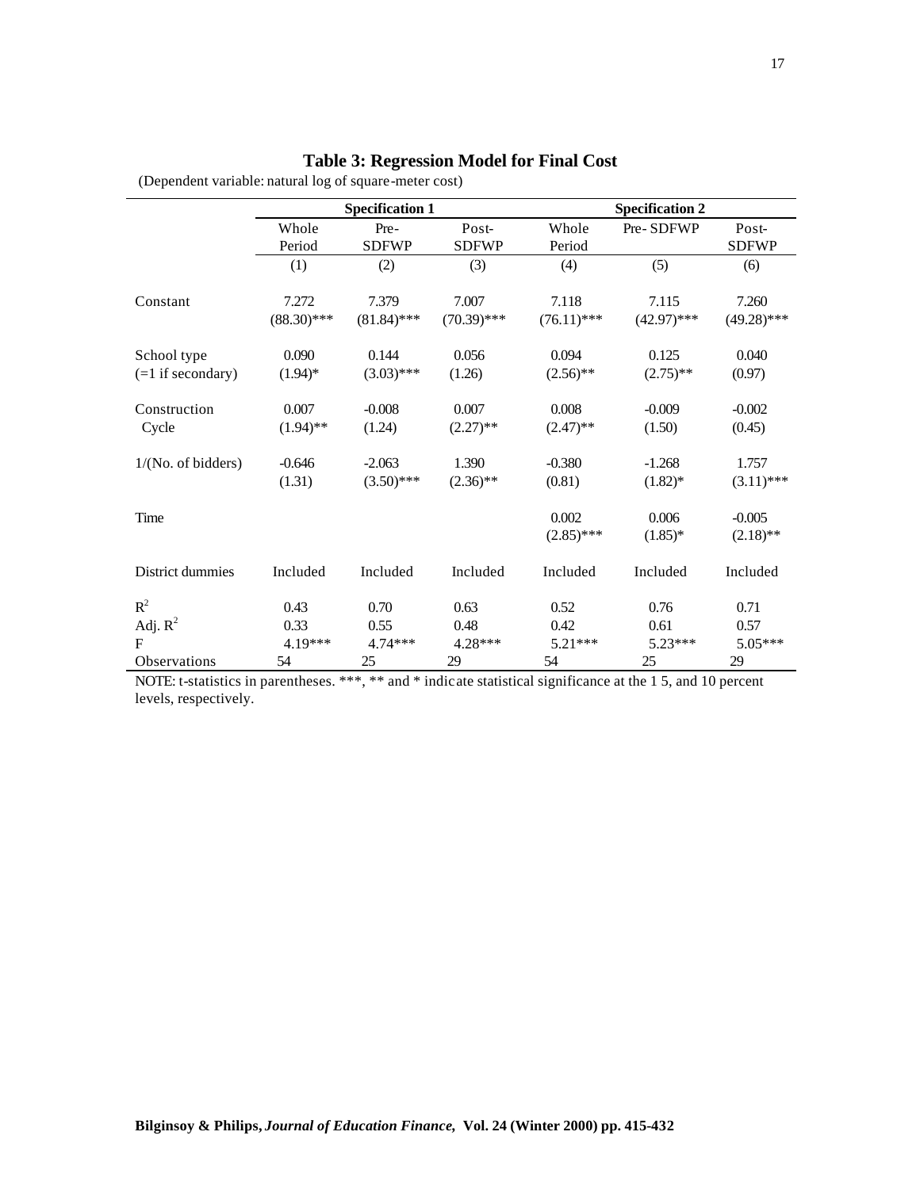**Table 3: Regression Model for Final Cost**

(Dependent variable: natural log of square-meter cost)

| | Specification 1 | | | Specification 2 | | |
|---|---|---|---|---|---|---|
| | Whole Period | Pre-SDFWP | Post-SDFWP | Whole Period | Pre- SDFWP | Post-SDFWP |
| | (1) | (2) | (3) | (4) | (5) | (6) |
| Constant | 7.272 | 7.379 | 7.007 | 7.118 | 7.115 | 7.260 |
| | (88.30)*** | (81.84)*** | (70.39)*** | (76.11)*** | (42.97)*** | (49.28)*** |
| School type | 0.090 | 0.144 | 0.056 | 0.094 | 0.125 | 0.040 |
| (=1 if secondary) | (1.94)* | (3.03)*** | (1.26) | (2.56)** | (2.75)** | (0.97) |
| Construction Cycle | 0.007 | -0.008 | 0.007 | 0.008 | -0.009 | -0.002 |
| | (1.94)** | (1.24) | (2.27)** | (2.47)** | (1.50) | (0.45) |
| 1/(No. of bidders) | -0.646 | -2.063 | 1.390 | -0.380 | -1.268 | 1.757 |
| | (1.31) | (3.50)*** | (2.36)** | (0.81) | (1.82)* | (3.11)*** |
| Time | | | | 0.002 | 0.006 | -0.005 |
| | | | | (2.85)*** | (1.85)* | (2.18)** |
| District dummies | Included | Included | Included | Included | Included | Included |
| $R^2$ | 0.43 | 0.70 | 0.63 | 0.52 | 0.76 | 0.71 |
| Adj. $R^2$ | 0.33 | 0.55 | 0.48 | 0.42 | 0.61 | 0.57 |
| F | 4.19*** | 4.74*** | 4.28*** | 5.21*** | 5.23*** | 5.05*** |
| Observations | 54 | 25 | 29 | 54 | 25 | 29 |

NOTE: t-statistics in parentheses. ***, ** and * indicate statistical significance at the 1 5, and 10 percent levels, respectively.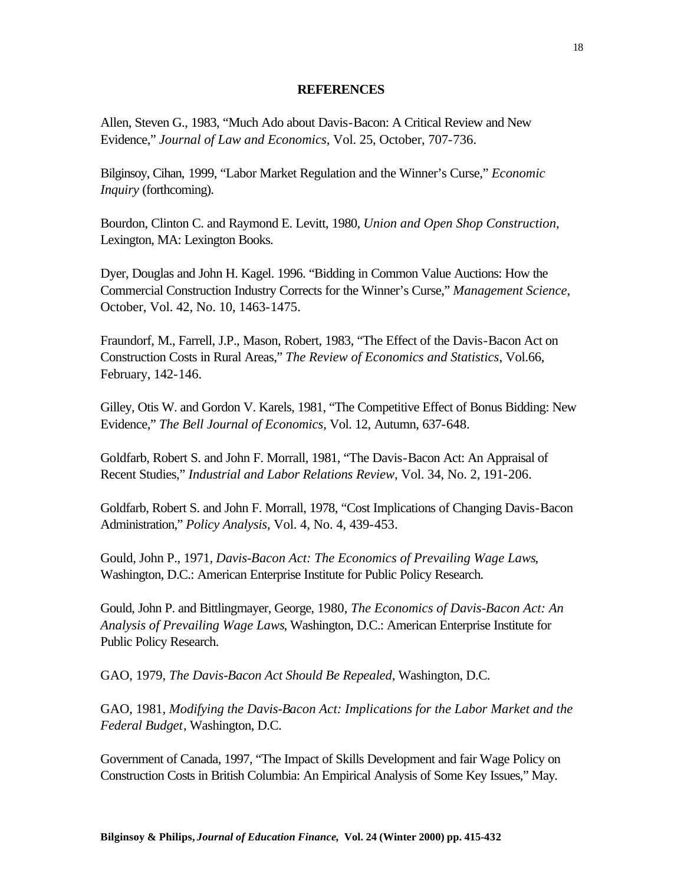## REFERENCES

Allen, Steven G., 1983, "Much Ado about Davis-Bacon: A Critical Review and New Evidence," *Journal of Law and Economics*, Vol. 25, October, 707-736.

Bilginsoy, Cihan, 1999, "Labor Market Regulation and the Winner's Curse," *Economic Inquiry* (forthcoming).

Bourdon, Clinton C. and Raymond E. Levitt, 1980, *Union and Open Shop Construction*, Lexington, MA: Lexington Books.

Dyer, Douglas and John H. Kagel. 1996. "Bidding in Common Value Auctions: How the Commercial Construction Industry Corrects for the Winner's Curse," *Management Science*, October, Vol. 42, No. 10, 1463-1475.

Fraundorf, M., Farrell, J.P., Mason, Robert, 1983, "The Effect of the Davis-Bacon Act on Construction Costs in Rural Areas," *The Review of Economics and Statistics*, Vol.66, February, 142-146.

Gilley, Otis W. and Gordon V. Karels, 1981, "The Competitive Effect of Bonus Bidding: New Evidence," *The Bell Journal of Economics*, Vol. 12, Autumn, 637-648.

Goldfarb, Robert S. and John F. Morrall, 1981, "The Davis-Bacon Act: An Appraisal of Recent Studies," *Industrial and Labor Relations Review*, Vol. 34, No. 2, 191-206.

Goldfarb, Robert S. and John F. Morrall, 1978, "Cost Implications of Changing Davis-Bacon Administration," *Policy Analysis*, Vol. 4, No. 4, 439-453.

Gould, John P., 1971, *Davis-Bacon Act: The Economics of Prevailing Wage Laws*, Washington, D.C.: American Enterprise Institute for Public Policy Research.

Gould, John P. and Bittlingmayer, George, 1980, *The Economics of Davis-Bacon Act: An Analysis of Prevailing Wage Laws*, Washington, D.C.: American Enterprise Institute for Public Policy Research.

GAO, 1979, *The Davis-Bacon Act Should Be Repealed*, Washington, D.C.

GAO, 1981, *Modifying the Davis-Bacon Act: Implications for the Labor Market and the Federal Budget*, Washington, D.C.

Government of Canada, 1997, "The Impact of Skills Development and fair Wage Policy on Construction Costs in British Columbia: An Empirical Analysis of Some Key Issues," May.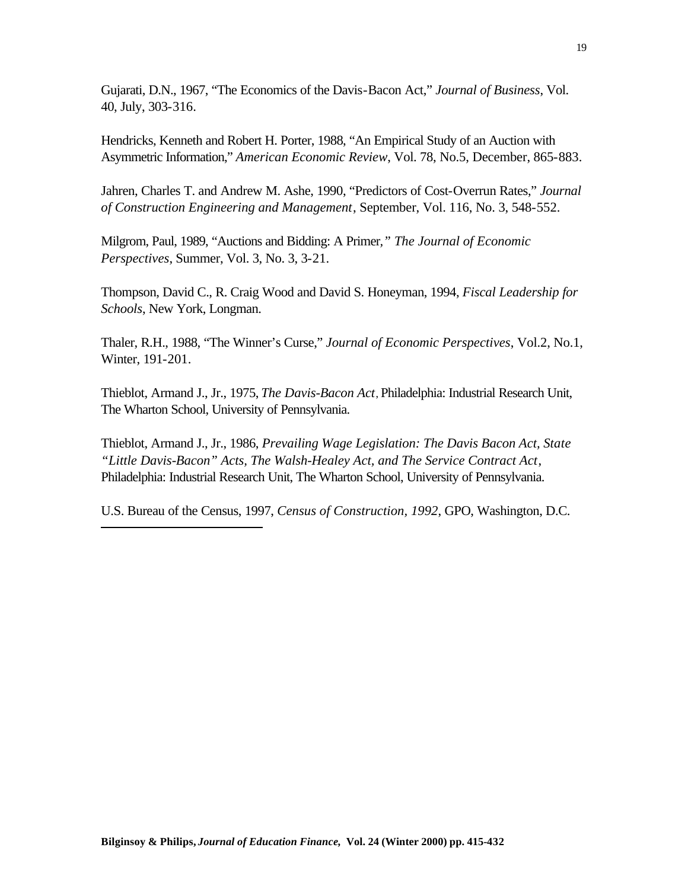Gujarati, D.N., 1967, "The Economics of the Davis-Bacon Act," *Journal of Business*, Vol. 40, July, 303-316.

Hendricks, Kenneth and Robert H. Porter, 1988, "An Empirical Study of an Auction with Asymmetric Information," *American Economic Review*, Vol. 78, No.5, December, 865-883.

Jahren, Charles T. and Andrew M. Ashe, 1990, "Predictors of Cost-Overrun Rates," *Journal of Construction Engineering and Management*, September, Vol. 116, No. 3, 548-552.

Milgrom, Paul, 1989, "Auctions and Bidding: A Primer," *The Journal of Economic Perspectives*, Summer, Vol. 3, No. 3, 3-21.

Thompson, David C., R. Craig Wood and David S. Honeyman, 1994, *Fiscal Leadership for Schools*, New York, Longman.

Thaler, R.H., 1988, "The Winner's Curse," *Journal of Economic Perspectives*, Vol.2, No.1, Winter, 191-201.

Thieblot, Armand J., Jr., 1975, *The Davis-Bacon Act*, Philadelphia: Industrial Research Unit, The Wharton School, University of Pennsylvania.

Thieblot, Armand J., Jr., 1986, *Prevailing Wage Legislation: The Davis Bacon Act, State "Little Davis-Bacon" Acts, The Walsh-Healey Act, and The Service Contract Act*, Philadelphia: Industrial Research Unit, The Wharton School, University of Pennsylvania.

U.S. Bureau of the Census, 1997, *Census of Construction, 1992*, GPO, Washington, D.C.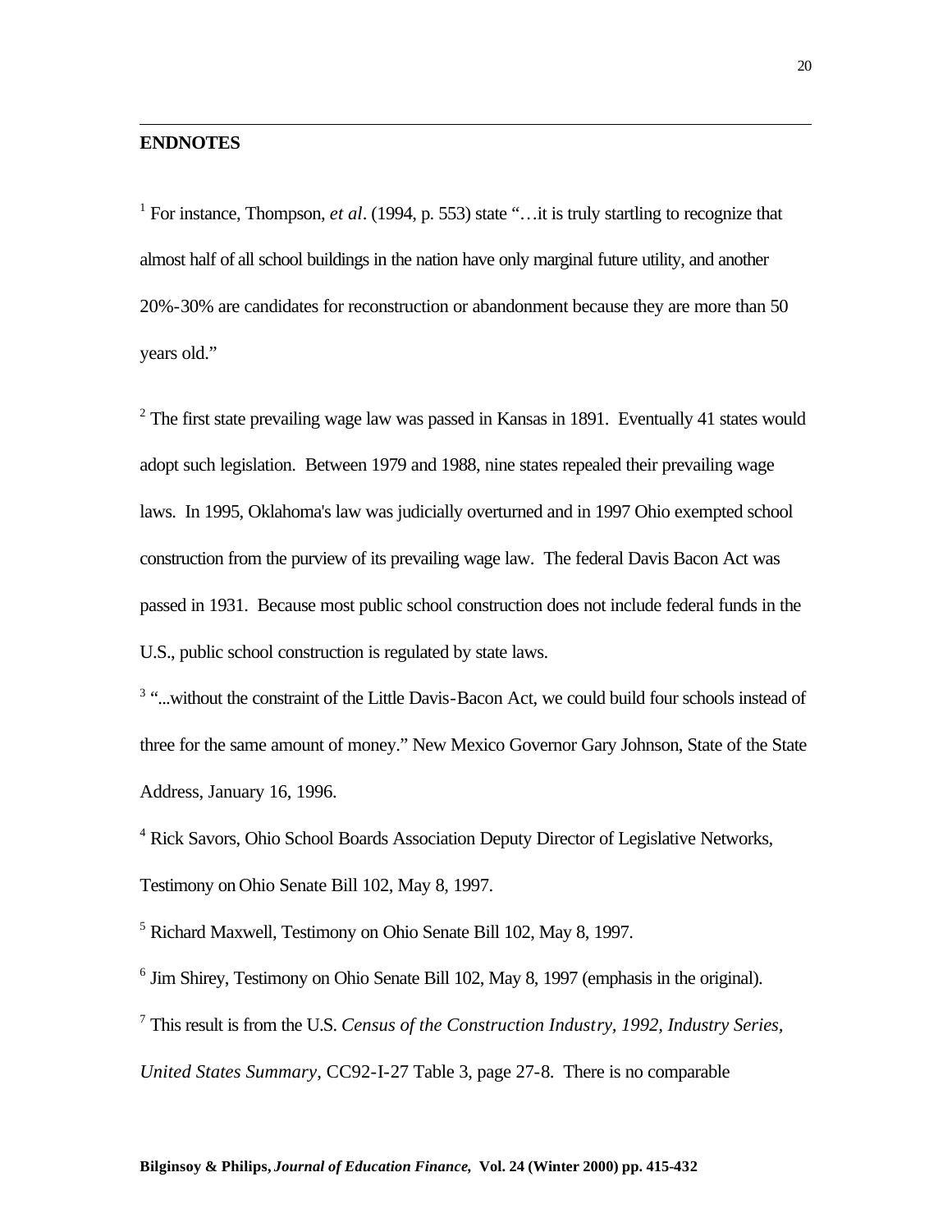## ENDNOTES

[1] For instance, Thompson, *et al*. (1994, p. 553) state "…it is truly startling to recognize that almost half of all school buildings in the nation have only marginal future utility, and another 20%-30% are candidates for reconstruction or abandonment because they are more than 50 years old."

[2] The first state prevailing wage law was passed in Kansas in 1891. Eventually 41 states would adopt such legislation. Between 1979 and 1988, nine states repealed their prevailing wage laws. In 1995, Oklahoma's law was judicially overturned and in 1997 Ohio exempted school construction from the purview of its prevailing wage law. The federal Davis Bacon Act was passed in 1931. Because most public school construction does not include federal funds in the U.S., public school construction is regulated by state laws.

[3] "...without the constraint of the Little Davis-Bacon Act, we could build four schools instead of three for the same amount of money." New Mexico Governor Gary Johnson, State of the State Address, January 16, 1996.

[4] Rick Savors, Ohio School Boards Association Deputy Director of Legislative Networks, Testimony on Ohio Senate Bill 102, May 8, 1997.

[5] Richard Maxwell, Testimony on Ohio Senate Bill 102, May 8, 1997.

[6] Jim Shirey, Testimony on Ohio Senate Bill 102, May 8, 1997 (emphasis in the original).

[7] This result is from the U.S. *Census of the Construction Industry, 1992, Industry Series, United States Summary*, CC92-I-27 Table 3, page 27-8. There is no comparable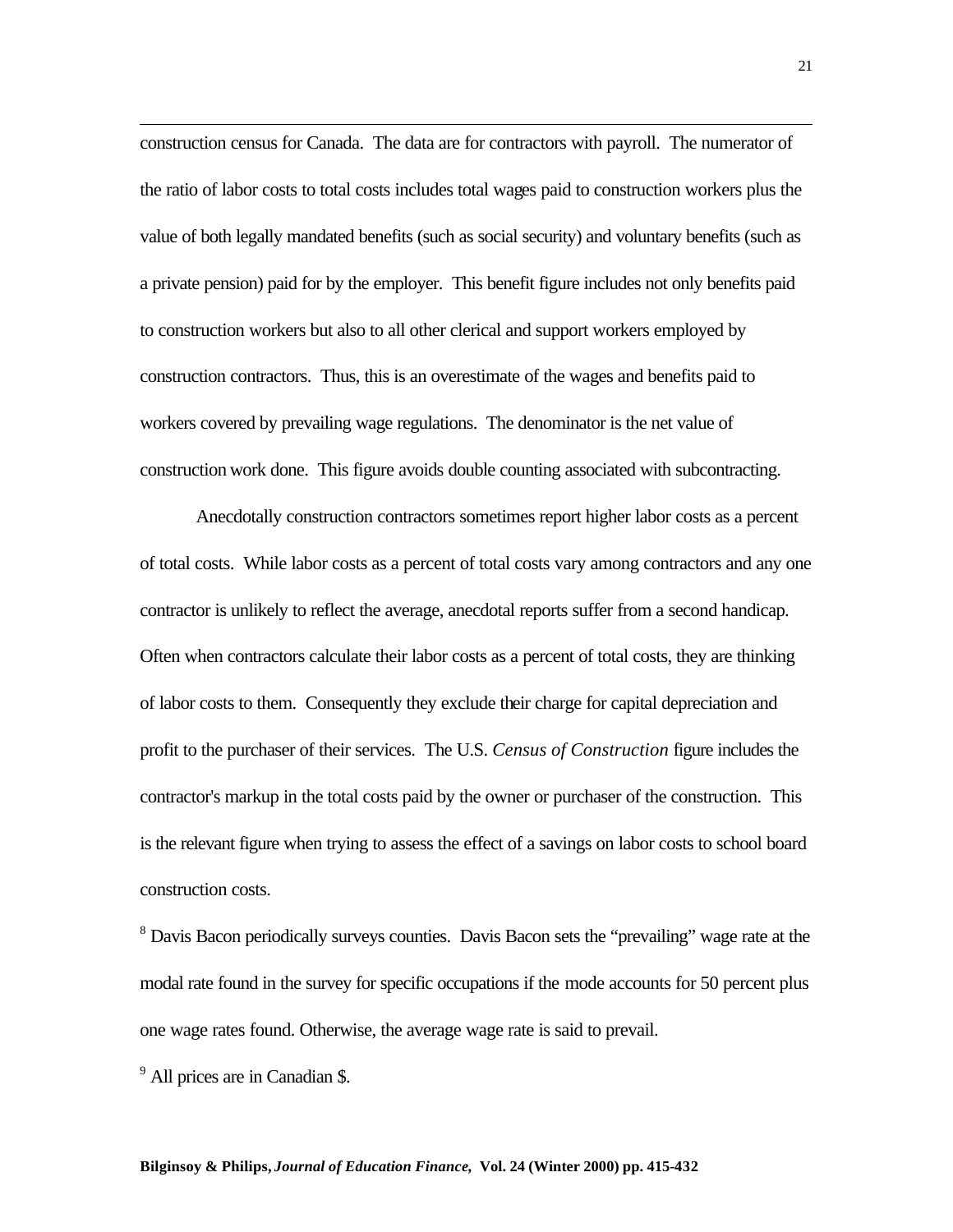construction census for Canada. The data are for contractors with payroll. The numerator of the ratio of labor costs to total costs includes total wages paid to construction workers plus the value of both legally mandated benefits (such as social security) and voluntary benefits (such as a private pension) paid for by the employer. This benefit figure includes not only benefits paid to construction workers but also to all other clerical and support workers employed by construction contractors. Thus, this is an overestimate of the wages and benefits paid to workers covered by prevailing wage regulations. The denominator is the net value of construction work done. This figure avoids double counting associated with subcontracting.

Anecdotally construction contractors sometimes report higher labor costs as a percent of total costs. While labor costs as a percent of total costs vary among contractors and any one contractor is unlikely to reflect the average, anecdotal reports suffer from a second handicap. Often when contractors calculate their labor costs as a percent of total costs, they are thinking of labor costs to them. Consequently they exclude their charge for capital depreciation and profit to the purchaser of their services. The U.S. *Census of Construction* figure includes the contractor's markup in the total costs paid by the owner or purchaser of the construction. This is the relevant figure when trying to assess the effect of a savings on labor costs to school board construction costs.

[8] Davis Bacon periodically surveys counties. Davis Bacon sets the "prevailing" wage rate at the modal rate found in the survey for specific occupations if the mode accounts for 50 percent plus one wage rates found. Otherwise, the average wage rate is said to prevail.

[9] All prices are in Canadian $.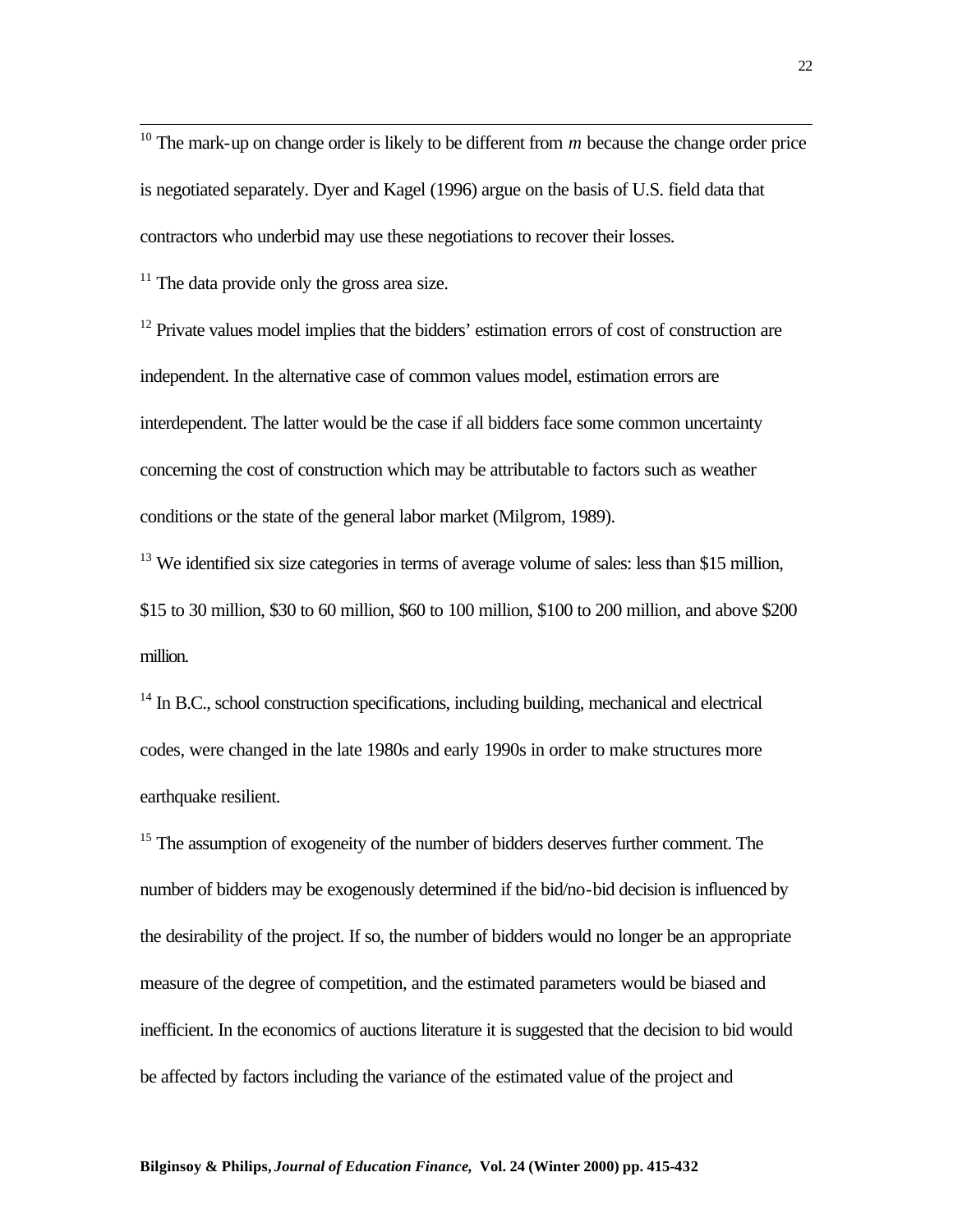[10] The mark-up on change order is likely to be different from $m$ because the change order price is negotiated separately. Dyer and Kagel (1996) argue on the basis of U.S. field data that contractors who underbid may use these negotiations to recover their losses.

[11] The data provide only the gross area size.

[12] Private values model implies that the bidders' estimation errors of cost of construction are independent. In the alternative case of common values model, estimation errors are interdependent. The latter would be the case if all bidders face some common uncertainty concerning the cost of construction which may be attributable to factors such as weather conditions or the state of the general labor market (Milgrom, 1989).

[13] We identified six size categories in terms of average volume of sales: less than $15 million, $15 to 30 million, $30 to 60 million, $60 to 100 million, $100 to 200 million, and above $200 million.

[14] In B.C., school construction specifications, including building, mechanical and electrical codes, were changed in the late 1980s and early 1990s in order to make structures more earthquake resilient.

[15] The assumption of exogeneity of the number of bidders deserves further comment. The number of bidders may be exogenously determined if the bid/no-bid decision is influenced by the desirability of the project. If so, the number of bidders would no longer be an appropriate measure of the degree of competition, and the estimated parameters would be biased and inefficient. In the economics of auctions literature it is suggested that the decision to bid would be affected by factors including the variance of the estimated value of the project and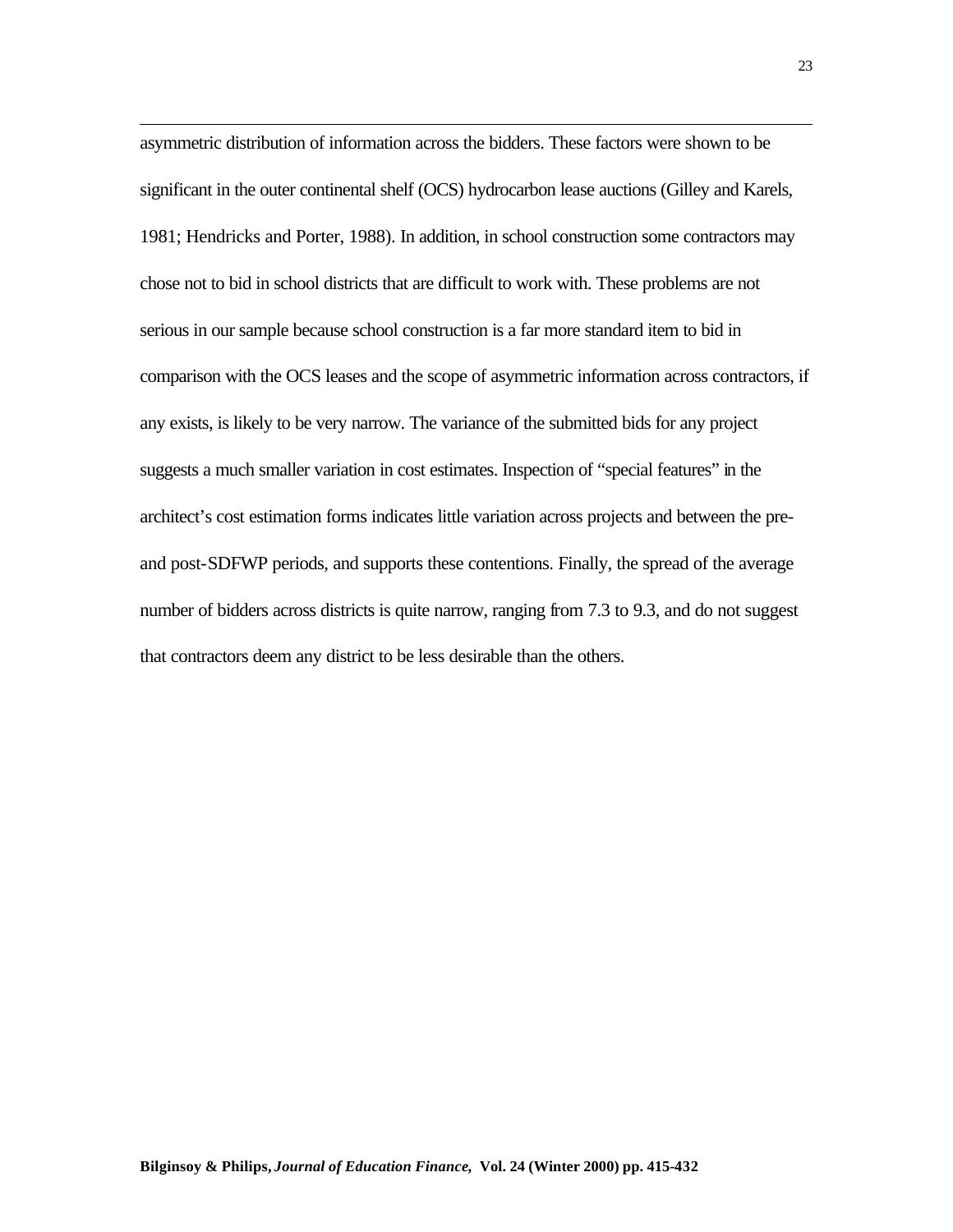asymmetric distribution of information across the bidders. These factors were shown to be significant in the outer continental shelf (OCS) hydrocarbon lease auctions (Gilley and Karels, 1981; Hendricks and Porter, 1988). In addition, in school construction some contractors may chose not to bid in school districts that are difficult to work with. These problems are not serious in our sample because school construction is a far more standard item to bid in comparison with the OCS leases and the scope of asymmetric information across contractors, if any exists, is likely to be very narrow. The variance of the submitted bids for any project suggests a much smaller variation in cost estimates. Inspection of "special features" in the architect's cost estimation forms indicates little variation across projects and between the pre- and post-SDFWP periods, and supports these contentions. Finally, the spread of the average number of bidders across districts is quite narrow, ranging from 7.3 to 9.3, and do not suggest that contractors deem any district to be less desirable than the others.